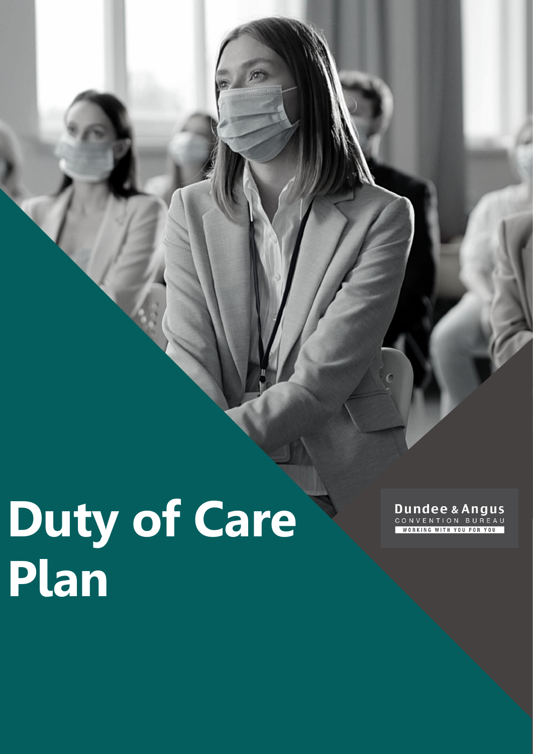# Duty of Care Plan

**Dundee & Angus**
CONVENTION BUREAU
WORKING WITH YOU FOR YOU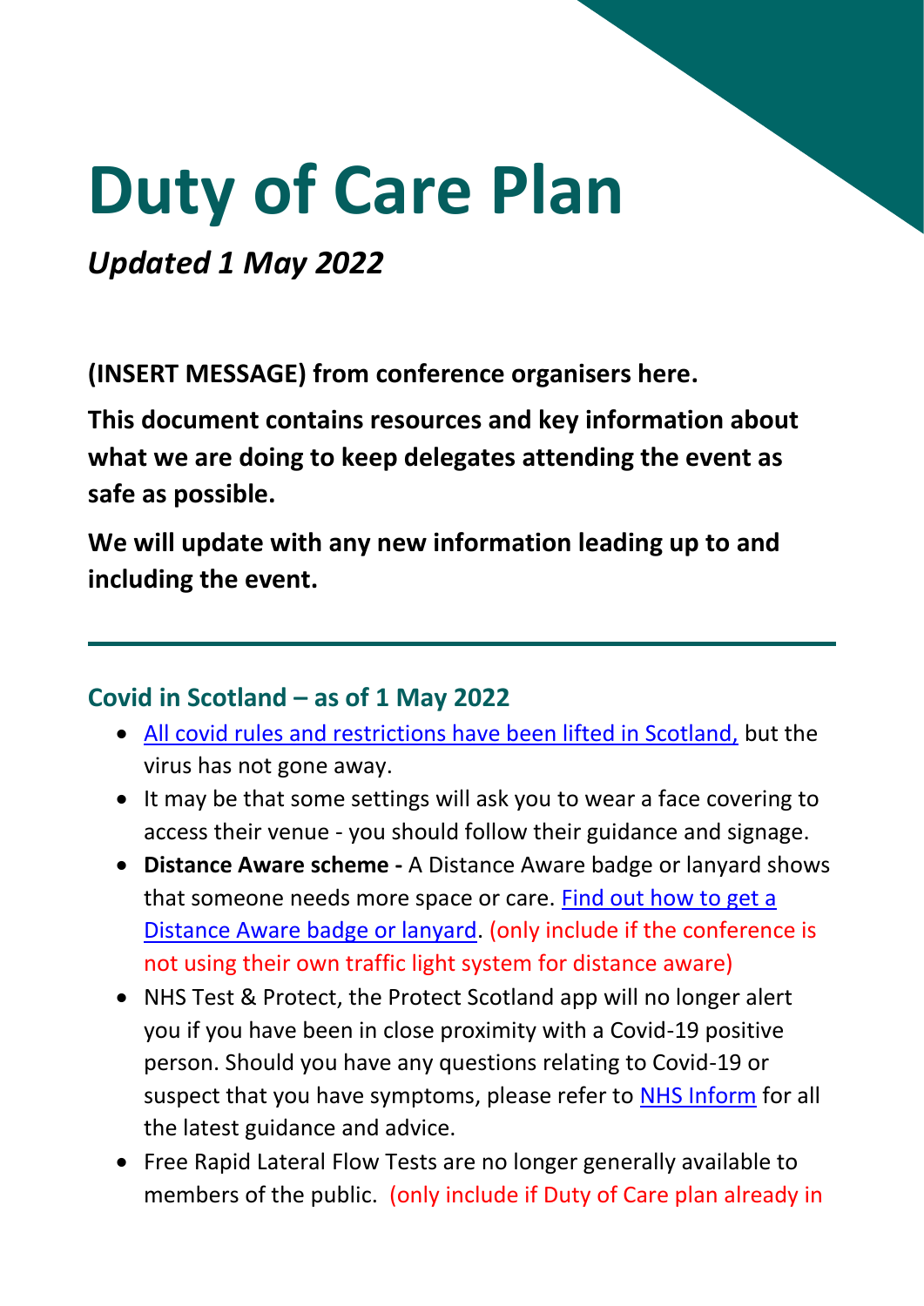# Duty of Care Plan

***Updated 1 May 2022***

**(INSERT MESSAGE) from conference organisers here.**

**This document contains resources and key information about what we are doing to keep delegates attending the event as safe as possible.**

**We will update with any new information leading up to and including the event.**

---

## Covid in Scotland – as of 1 May 2022

- All covid rules and restrictions have been lifted in Scotland, but the virus has not gone away.
- It may be that some settings will ask you to wear a face covering to access their venue - you should follow their guidance and signage.
- **Distance Aware scheme -** A Distance Aware badge or lanyard shows that someone needs more space or care. Find out how to get a Distance Aware badge or lanyard. (only include if the conference is not using their own traffic light system for distance aware)
- NHS Test & Protect, the Protect Scotland app will no longer alert you if you have been in close proximity with a Covid-19 positive person. Should you have any questions relating to Covid-19 or suspect that you have symptoms, please refer to NHS Inform for all the latest guidance and advice.
- Free Rapid Lateral Flow Tests are no longer generally available to members of the public. (only include if Duty of Care plan already in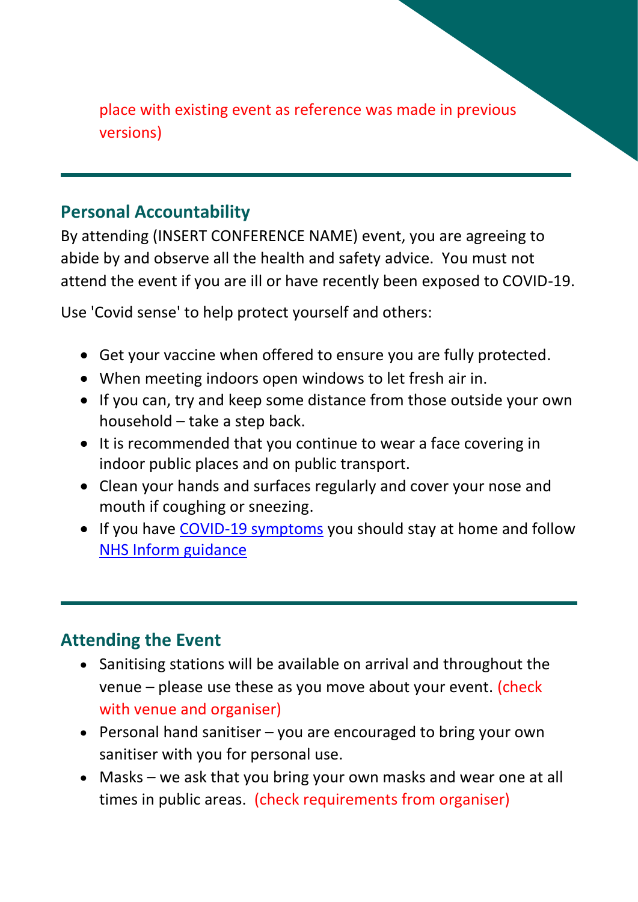place with existing event as reference was made in previous versions)

---

## Personal Accountability

By attending (INSERT CONFERENCE NAME) event, you are agreeing to abide by and observe all the health and safety advice. You must not attend the event if you are ill or have recently been exposed to COVID-19.

Use 'Covid sense' to help protect yourself and others:

- Get your vaccine when offered to ensure you are fully protected.
- When meeting indoors open windows to let fresh air in.
- If you can, try and keep some distance from those outside your own household – take a step back.
- It is recommended that you continue to wear a face covering in indoor public places and on public transport.
- Clean your hands and surfaces regularly and cover your nose and mouth if coughing or sneezing.
- If you have COVID-19 symptoms you should stay at home and follow NHS Inform guidance

---

## Attending the Event

- Sanitising stations will be available on arrival and throughout the venue – please use these as you move about your event. (check with venue and organiser)
- Personal hand sanitiser – you are encouraged to bring your own sanitiser with you for personal use.
- Masks – we ask that you bring your own masks and wear one at all times in public areas. (check requirements from organiser)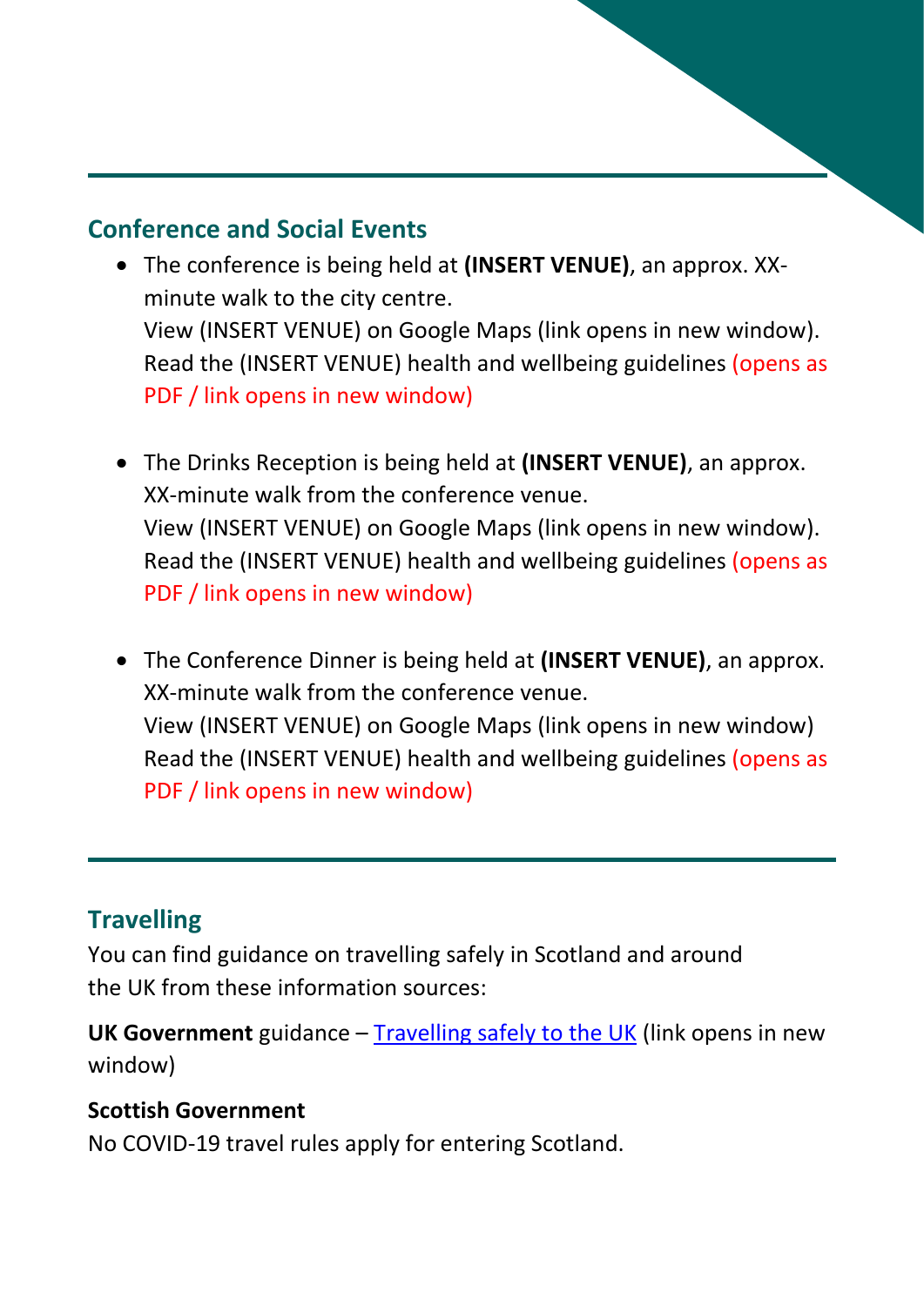## Conference and Social Events

- The conference is being held at **(INSERT VENUE)**, an approx. XX-minute walk to the city centre.
  View (INSERT VENUE) on Google Maps (link opens in new window).
  Read the (INSERT VENUE) health and wellbeing guidelines (opens as PDF / link opens in new window)

- The Drinks Reception is being held at **(INSERT VENUE)**, an approx. XX-minute walk from the conference venue.
  View (INSERT VENUE) on Google Maps (link opens in new window).
  Read the (INSERT VENUE) health and wellbeing guidelines (opens as PDF / link opens in new window)

- The Conference Dinner is being held at **(INSERT VENUE)**, an approx. XX-minute walk from the conference venue.
  View (INSERT VENUE) on Google Maps (link opens in new window)
  Read the (INSERT VENUE) health and wellbeing guidelines (opens as PDF / link opens in new window)

## Travelling

You can find guidance on travelling safely in Scotland and around the UK from these information sources:

**UK Government** guidance – Travelling safely to the UK (link opens in new window)

**Scottish Government**
No COVID-19 travel rules apply for entering Scotland.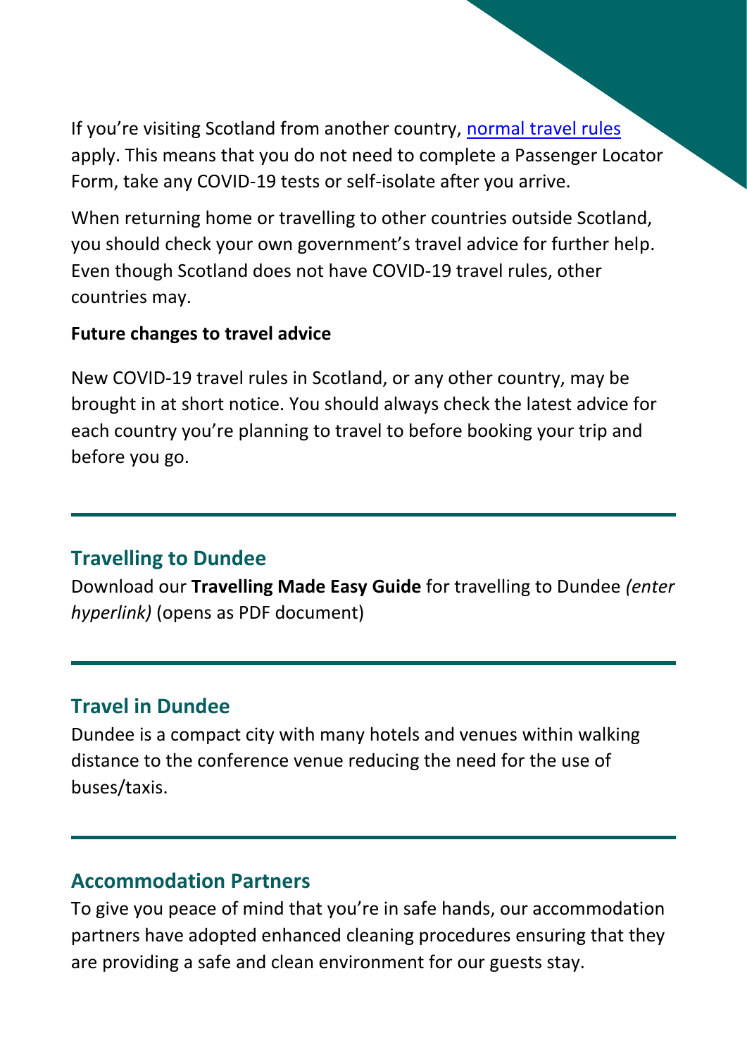If you're visiting Scotland from another country, [normal travel rules]() apply. This means that you do not need to complete a Passenger Locator Form, take any COVID-19 tests or self-isolate after you arrive.

When returning home or travelling to other countries outside Scotland, you should check your own government's travel advice for further help. Even though Scotland does not have COVID-19 travel rules, other countries may.

**Future changes to travel advice**

New COVID-19 travel rules in Scotland, or any other country, may be brought in at short notice. You should always check the latest advice for each country you're planning to travel to before booking your trip and before you go.

---

## Travelling to Dundee

Download our **Travelling Made Easy Guide** for travelling to Dundee *(enter hyperlink)* (opens as PDF document)

---

## Travel in Dundee

Dundee is a compact city with many hotels and venues within walking distance to the conference venue reducing the need for the use of buses/taxis.

---

## Accommodation Partners

To give you peace of mind that you're in safe hands, our accommodation partners have adopted enhanced cleaning procedures ensuring that they are providing a safe and clean environment for our guests stay.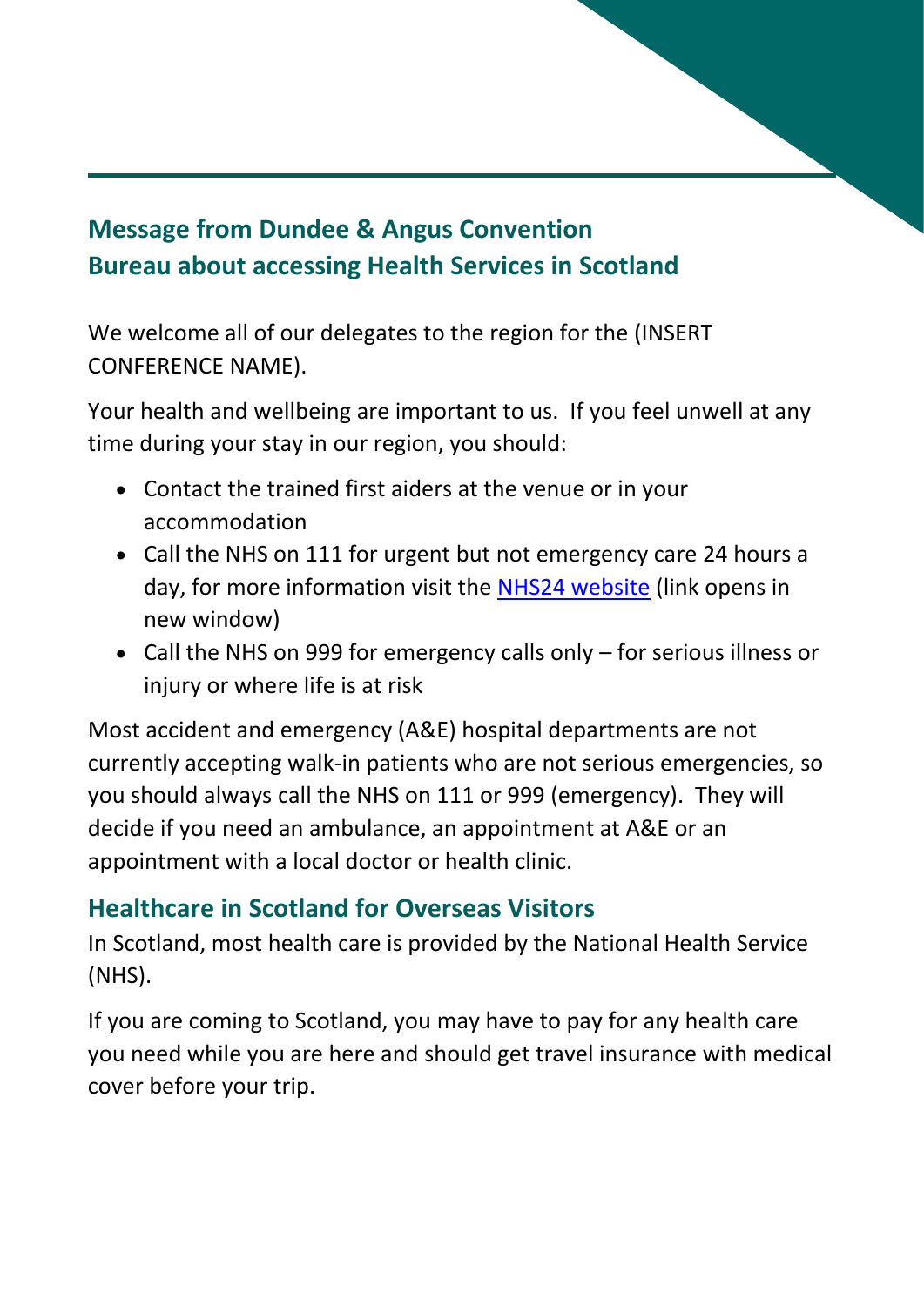## Message from Dundee & Angus Convention Bureau about accessing Health Services in Scotland

We welcome all of our delegates to the region for the (INSERT CONFERENCE NAME).

Your health and wellbeing are important to us. If you feel unwell at any time during your stay in our region, you should:

- Contact the trained first aiders at the venue or in your accommodation
- Call the NHS on 111 for urgent but not emergency care 24 hours a day, for more information visit the NHS24 website (link opens in new window)
- Call the NHS on 999 for emergency calls only – for serious illness or injury or where life is at risk

Most accident and emergency (A&E) hospital departments are not currently accepting walk-in patients who are not serious emergencies, so you should always call the NHS on 111 or 999 (emergency). They will decide if you need an ambulance, an appointment at A&E or an appointment with a local doctor or health clinic.

### Healthcare in Scotland for Overseas Visitors

In Scotland, most health care is provided by the National Health Service (NHS).

If you are coming to Scotland, you may have to pay for any health care you need while you are here and should get travel insurance with medical cover before your trip.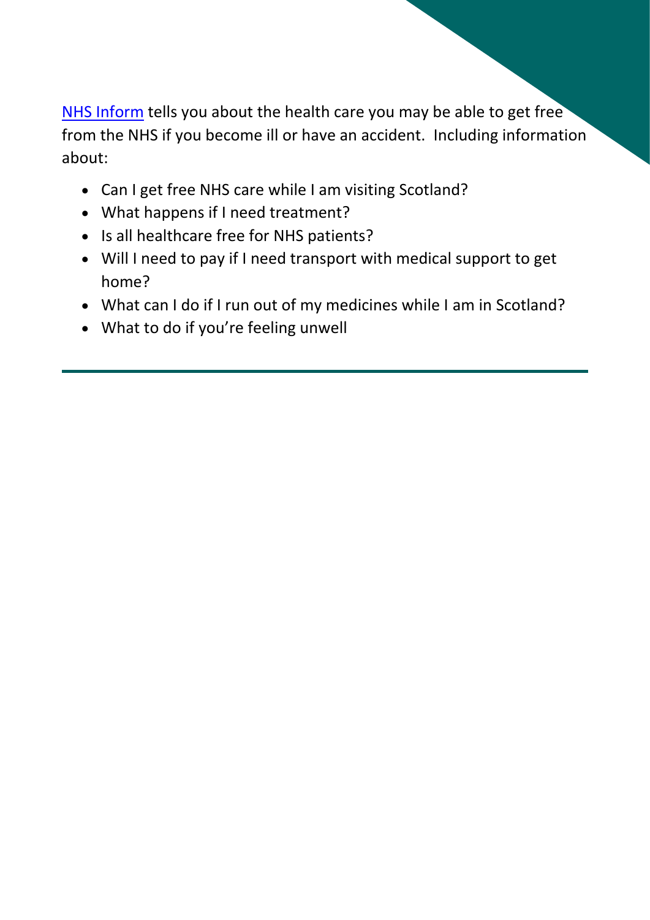NHS Inform tells you about the health care you may be able to get free from the NHS if you become ill or have an accident.  Including information about:

- Can I get free NHS care while I am visiting Scotland?
- What happens if I need treatment?
- Is all healthcare free for NHS patients?
- Will I need to pay if I need transport with medical support to get home?
- What can I do if I run out of my medicines while I am in Scotland?
- What to do if you're feeling unwell